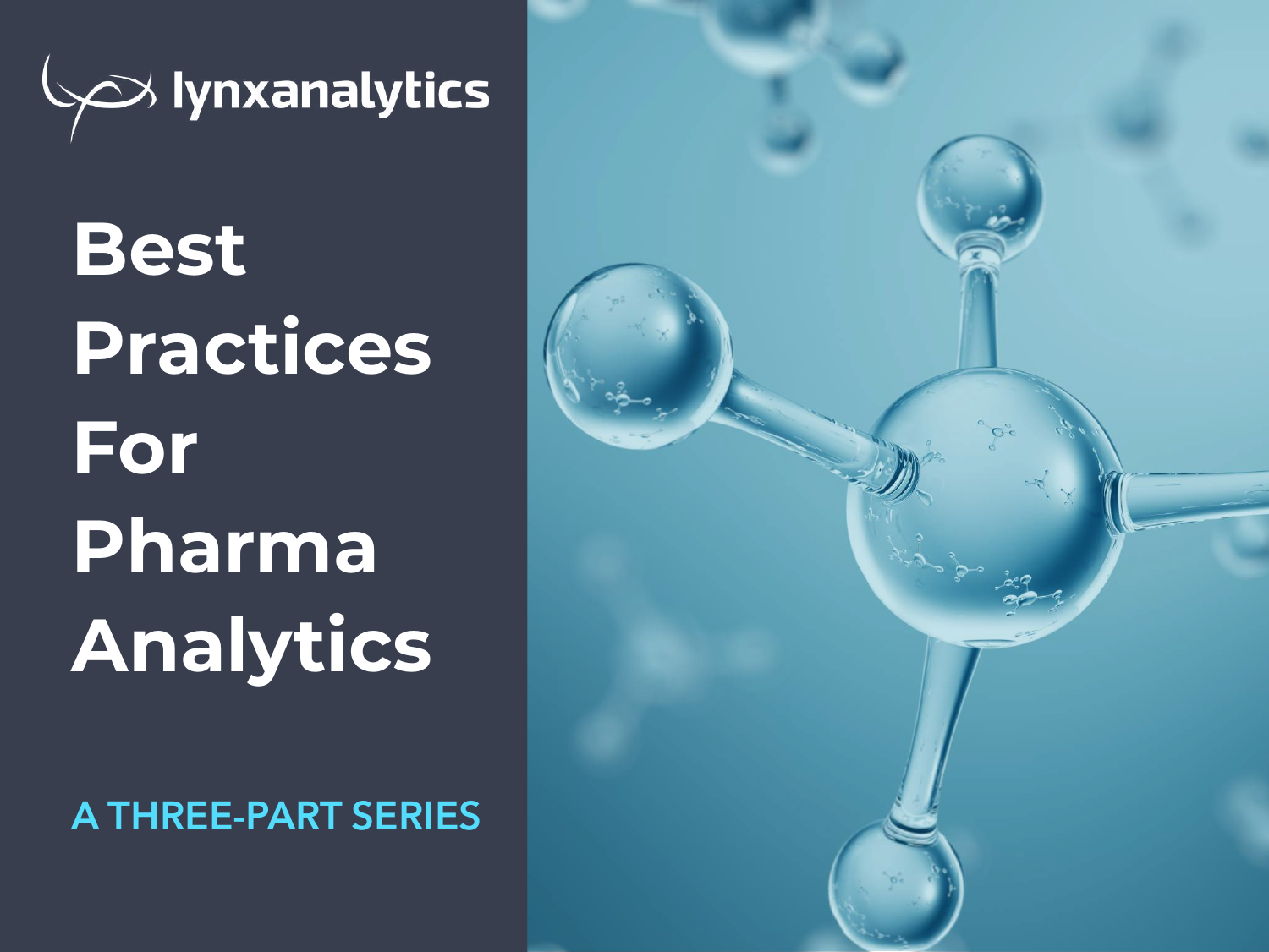lynxanalytics

# Best Practices For Pharma Analytics

A THREE-PART SERIES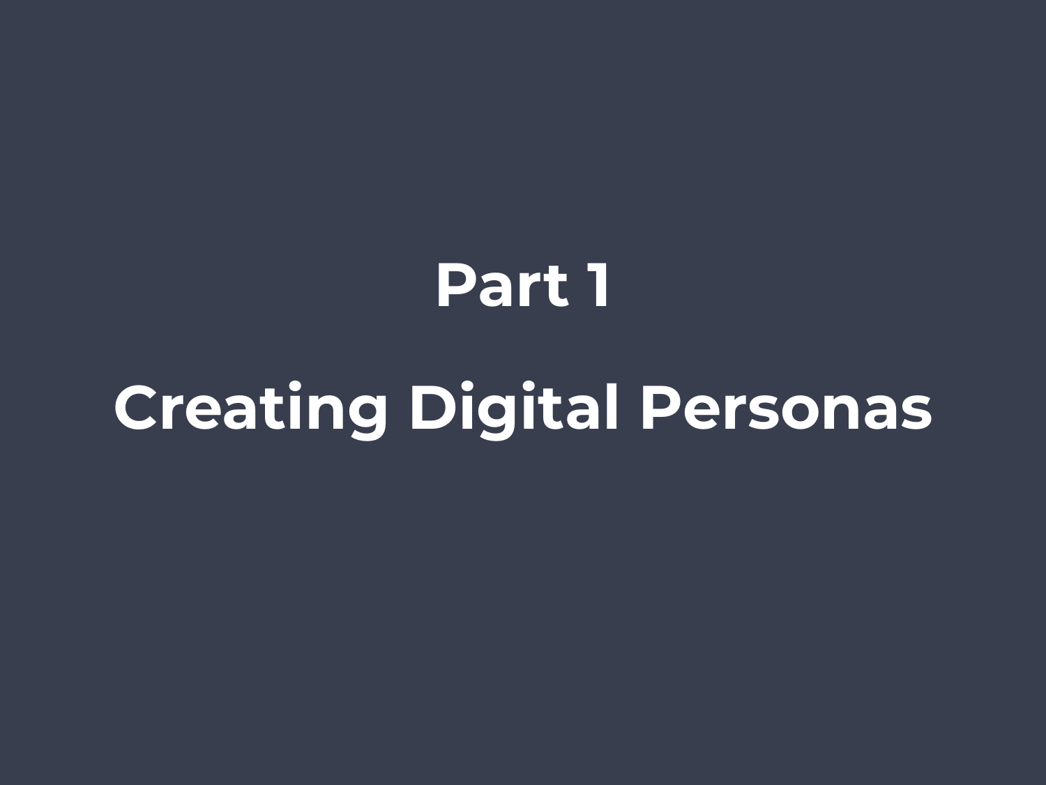# Part 1

# Creating Digital Personas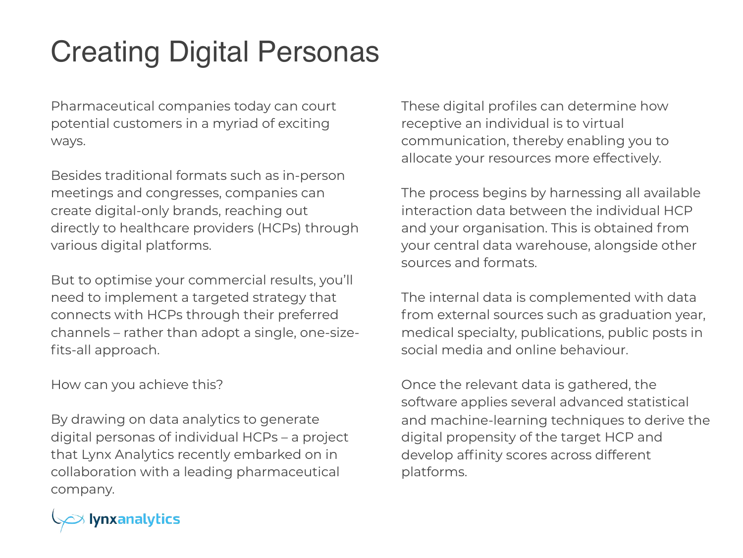# Creating Digital Personas

Pharmaceutical companies today can court potential customers in a myriad of exciting ways.

Besides traditional formats such as in-person meetings and congresses, companies can create digital-only brands, reaching out directly to healthcare providers (HCPs) through various digital platforms.

But to optimise your commercial results, you'll need to implement a targeted strategy that connects with HCPs through their preferred channels – rather than adopt a single, one-size-fits-all approach.

How can you achieve this?

By drawing on data analytics to generate digital personas of individual HCPs – a project that Lynx Analytics recently embarked on in collaboration with a leading pharmaceutical company.

These digital profiles can determine how receptive an individual is to virtual communication, thereby enabling you to allocate your resources more effectively.

The process begins by harnessing all available interaction data between the individual HCP and your organisation. This is obtained from your central data warehouse, alongside other sources and formats.

The internal data is complemented with data from external sources such as graduation year, medical specialty, publications, public posts in social media and online behaviour.

Once the relevant data is gathered, the software applies several advanced statistical and machine-learning techniques to derive the digital propensity of the target HCP and develop affinity scores across different platforms.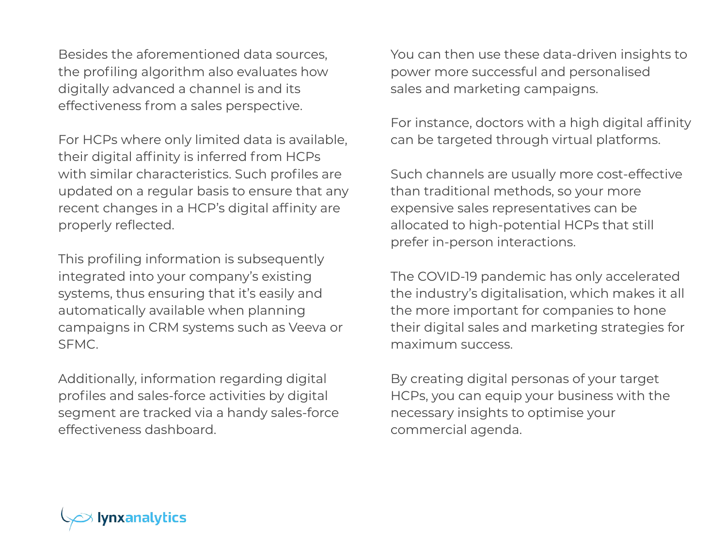Besides the aforementioned data sources, the profiling algorithm also evaluates how digitally advanced a channel is and its effectiveness from a sales perspective.

For HCPs where only limited data is available, their digital affinity is inferred from HCPs with similar characteristics. Such profiles are updated on a regular basis to ensure that any recent changes in a HCP's digital affinity are properly reflected.

This profiling information is subsequently integrated into your company's existing systems, thus ensuring that it's easily and automatically available when planning campaigns in CRM systems such as Veeva or SFMC.

Additionally, information regarding digital profiles and sales-force activities by digital segment are tracked via a handy sales-force effectiveness dashboard.

You can then use these data-driven insights to power more successful and personalised sales and marketing campaigns.

For instance, doctors with a high digital affinity can be targeted through virtual platforms.

Such channels are usually more cost-effective than traditional methods, so your more expensive sales representatives can be allocated to high-potential HCPs that still prefer in-person interactions.

The COVID-19 pandemic has only accelerated the industry's digitalisation, which makes it all the more important for companies to hone their digital sales and marketing strategies for maximum success.

By creating digital personas of your target HCPs, you can equip your business with the necessary insights to optimise your commercial agenda.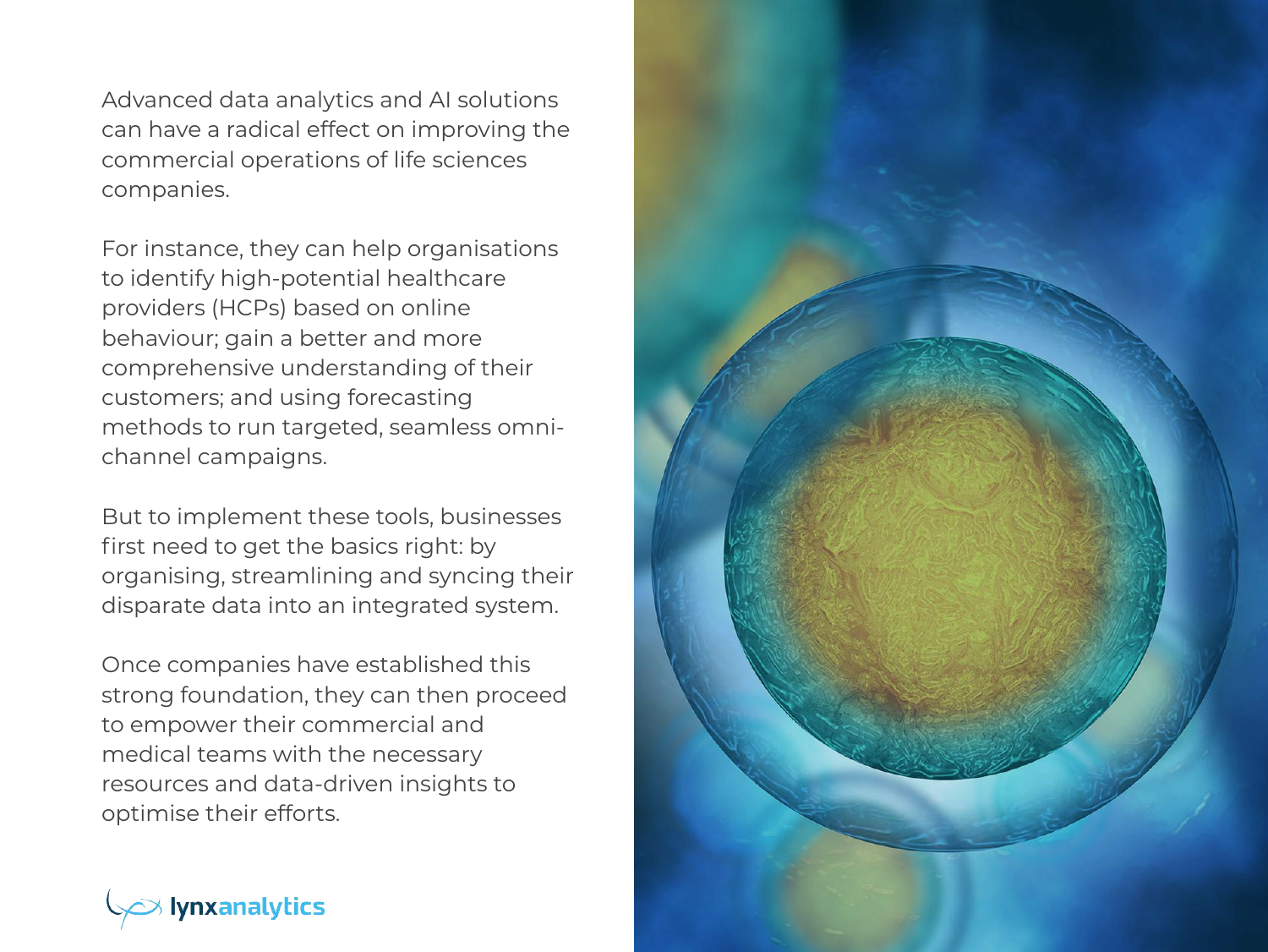Advanced data analytics and AI solutions can have a radical effect on improving the commercial operations of life sciences companies.

For instance, they can help organisations to identify high-potential healthcare providers (HCPs) based on online behaviour; gain a better and more comprehensive understanding of their customers; and using forecasting methods to run targeted, seamless omni-channel campaigns.

But to implement these tools, businesses first need to get the basics right: by organising, streamlining and syncing their disparate data into an integrated system.

Once companies have established this strong foundation, they can then proceed to empower their commercial and medical teams with the necessary resources and data-driven insights to optimise their efforts.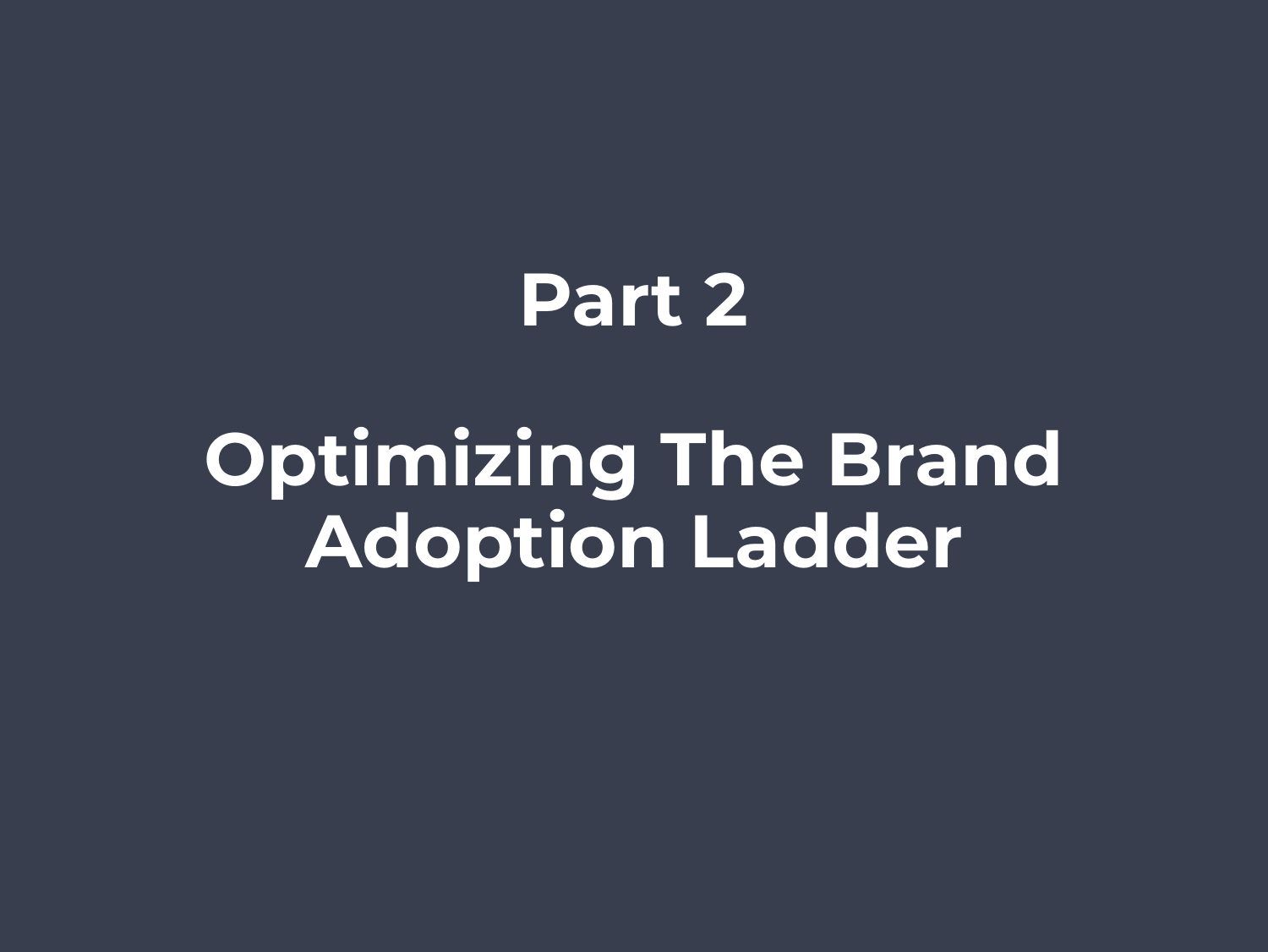# Part 2

# Optimizing The Brand Adoption Ladder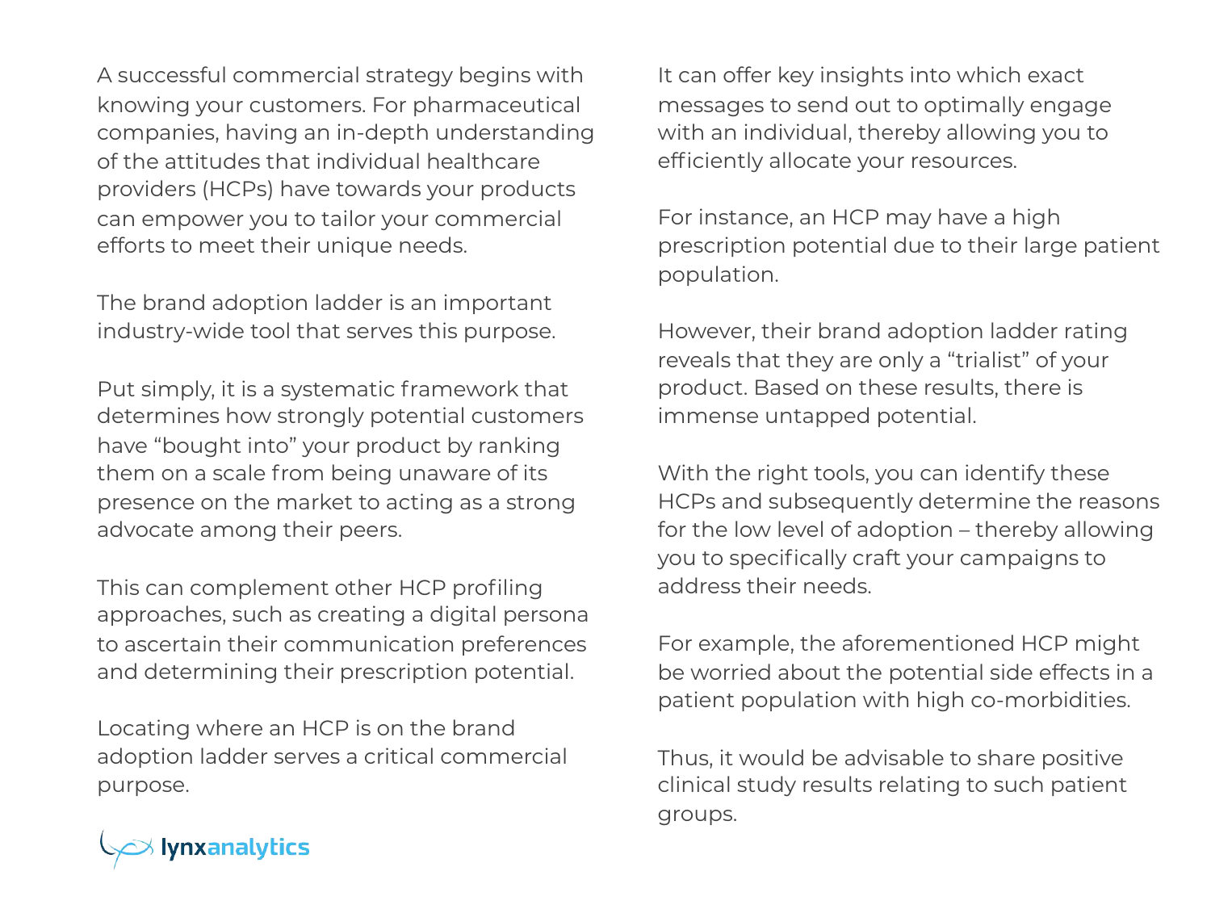A successful commercial strategy begins with knowing your customers. For pharmaceutical companies, having an in-depth understanding of the attitudes that individual healthcare providers (HCPs) have towards your products can empower you to tailor your commercial efforts to meet their unique needs.

The brand adoption ladder is an important industry-wide tool that serves this purpose.

Put simply, it is a systematic framework that determines how strongly potential customers have "bought into" your product by ranking them on a scale from being unaware of its presence on the market to acting as a strong advocate among their peers.

This can complement other HCP profiling approaches, such as creating a digital persona to ascertain their communication preferences and determining their prescription potential.

Locating where an HCP is on the brand adoption ladder serves a critical commercial purpose.

It can offer key insights into which exact messages to send out to optimally engage with an individual, thereby allowing you to efficiently allocate your resources.

For instance, an HCP may have a high prescription potential due to their large patient population.

However, their brand adoption ladder rating reveals that they are only a "trialist" of your product. Based on these results, there is immense untapped potential.

With the right tools, you can identify these HCPs and subsequently determine the reasons for the low level of adoption – thereby allowing you to specifically craft your campaigns to address their needs.

For example, the aforementioned HCP might be worried about the potential side effects in a patient population with high co-morbidities.

Thus, it would be advisable to share positive clinical study results relating to such patient groups.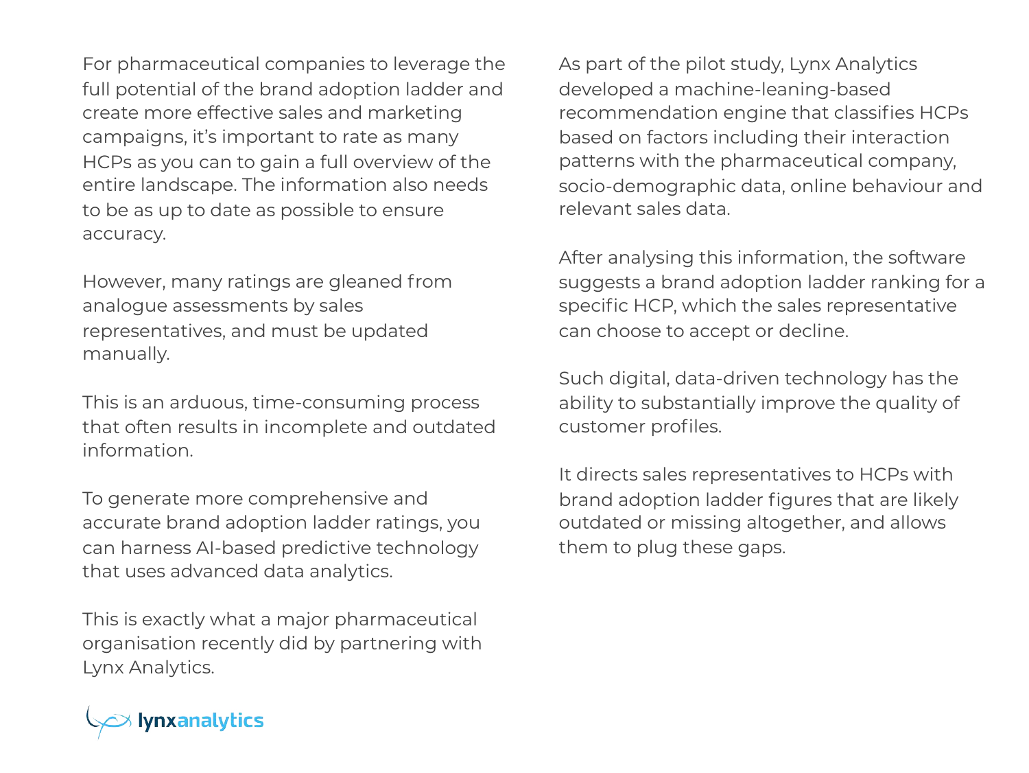For pharmaceutical companies to leverage the full potential of the brand adoption ladder and create more effective sales and marketing campaigns, it's important to rate as many HCPs as you can to gain a full overview of the entire landscape. The information also needs to be as up to date as possible to ensure accuracy.

However, many ratings are gleaned from analogue assessments by sales representatives, and must be updated manually.

This is an arduous, time-consuming process that often results in incomplete and outdated information.

To generate more comprehensive and accurate brand adoption ladder ratings, you can harness AI-based predictive technology that uses advanced data analytics.

This is exactly what a major pharmaceutical organisation recently did by partnering with Lynx Analytics.

As part of the pilot study, Lynx Analytics developed a machine-leaning-based recommendation engine that classifies HCPs based on factors including their interaction patterns with the pharmaceutical company, socio-demographic data, online behaviour and relevant sales data.

After analysing this information, the software suggests a brand adoption ladder ranking for a specific HCP, which the sales representative can choose to accept or decline.

Such digital, data-driven technology has the ability to substantially improve the quality of customer profiles.

It directs sales representatives to HCPs with brand adoption ladder figures that are likely outdated or missing altogether, and allows them to plug these gaps.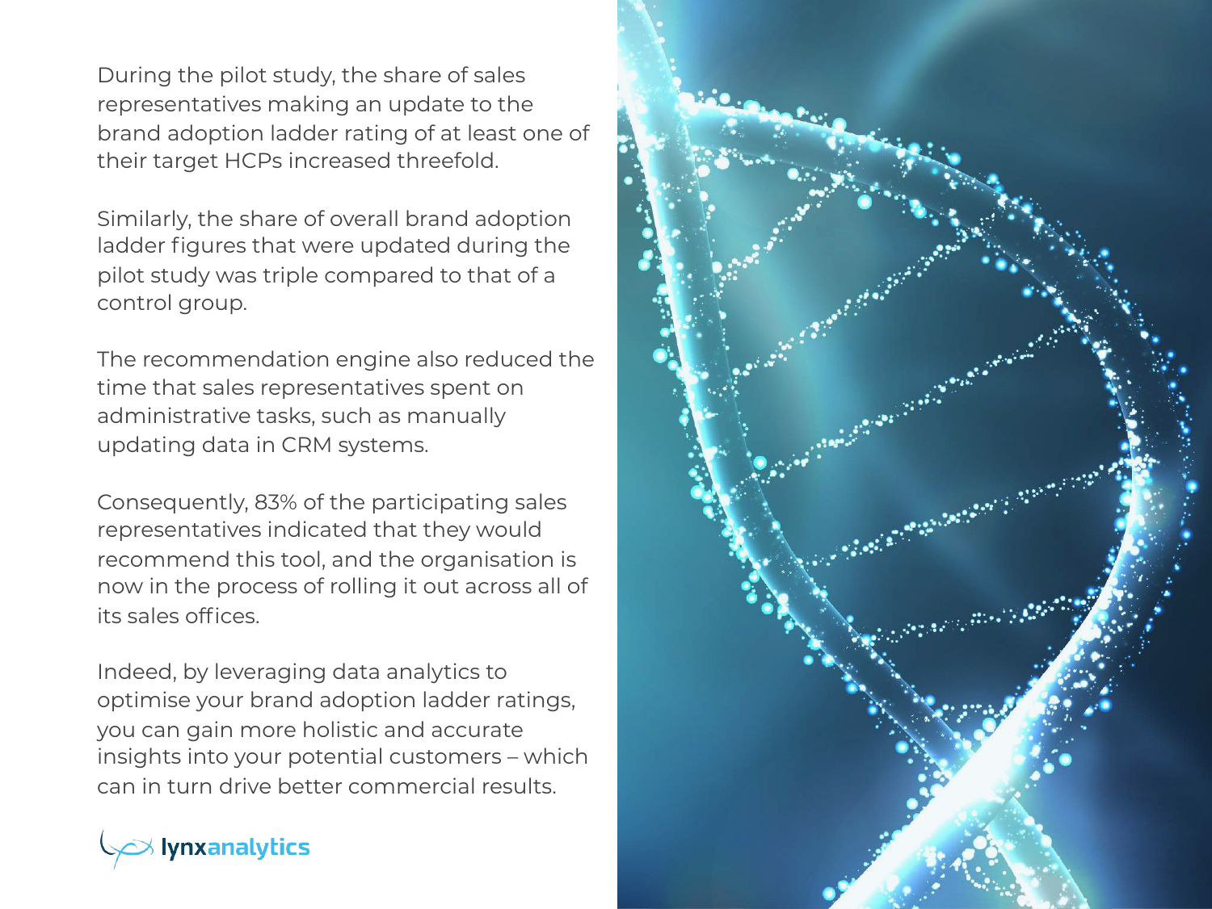During the pilot study, the share of sales representatives making an update to the brand adoption ladder rating of at least one of their target HCPs increased threefold.

Similarly, the share of overall brand adoption ladder figures that were updated during the pilot study was triple compared to that of a control group.

The recommendation engine also reduced the time that sales representatives spent on administrative tasks, such as manually updating data in CRM systems.

Consequently, 83% of the participating sales representatives indicated that they would recommend this tool, and the organisation is now in the process of rolling it out across all of its sales offices.

Indeed, by leveraging data analytics to optimise your brand adoption ladder ratings, you can gain more holistic and accurate insights into your potential customers – which can in turn drive better commercial results.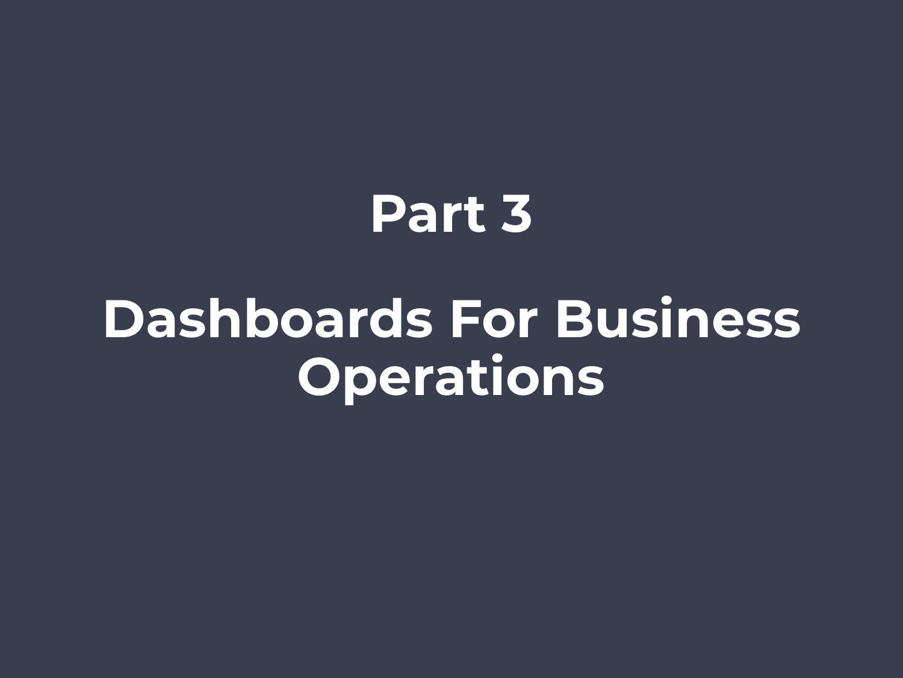# Part 3

# Dashboards For Business Operations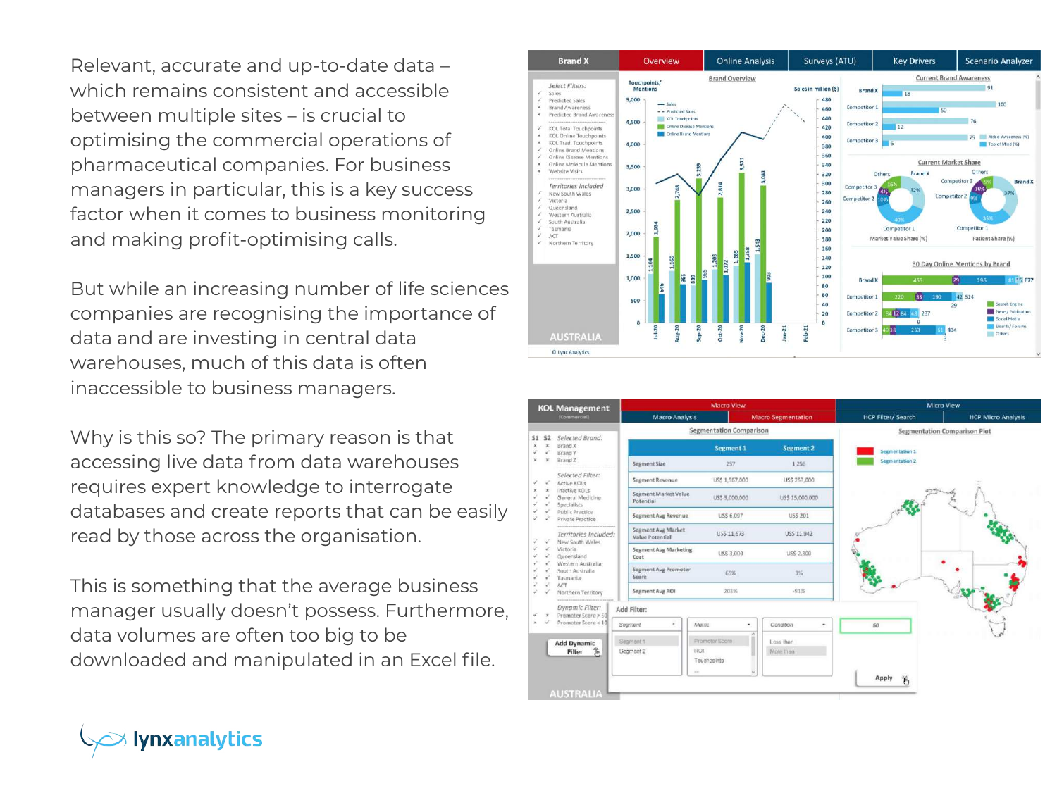Relevant, accurate and up-to-date data – which remains consistent and accessible between multiple sites – is crucial to optimising the commercial operations of pharmaceutical companies. For business managers in particular, this is a key success factor when it comes to business monitoring and making profit-optimising calls.

But while an increasing number of life sciences companies are recognising the importance of data and are investing in central data warehouses, much of this data is often inaccessible to business managers.

Why is this so? The primary reason is that accessing live data from data warehouses requires expert knowledge to interrogate databases and create reports that can be easily read by those across the organisation.

This is something that the average business manager usually doesn't possess. Furthermore, data volumes are often too big to be downloaded and manipulated in an Excel file.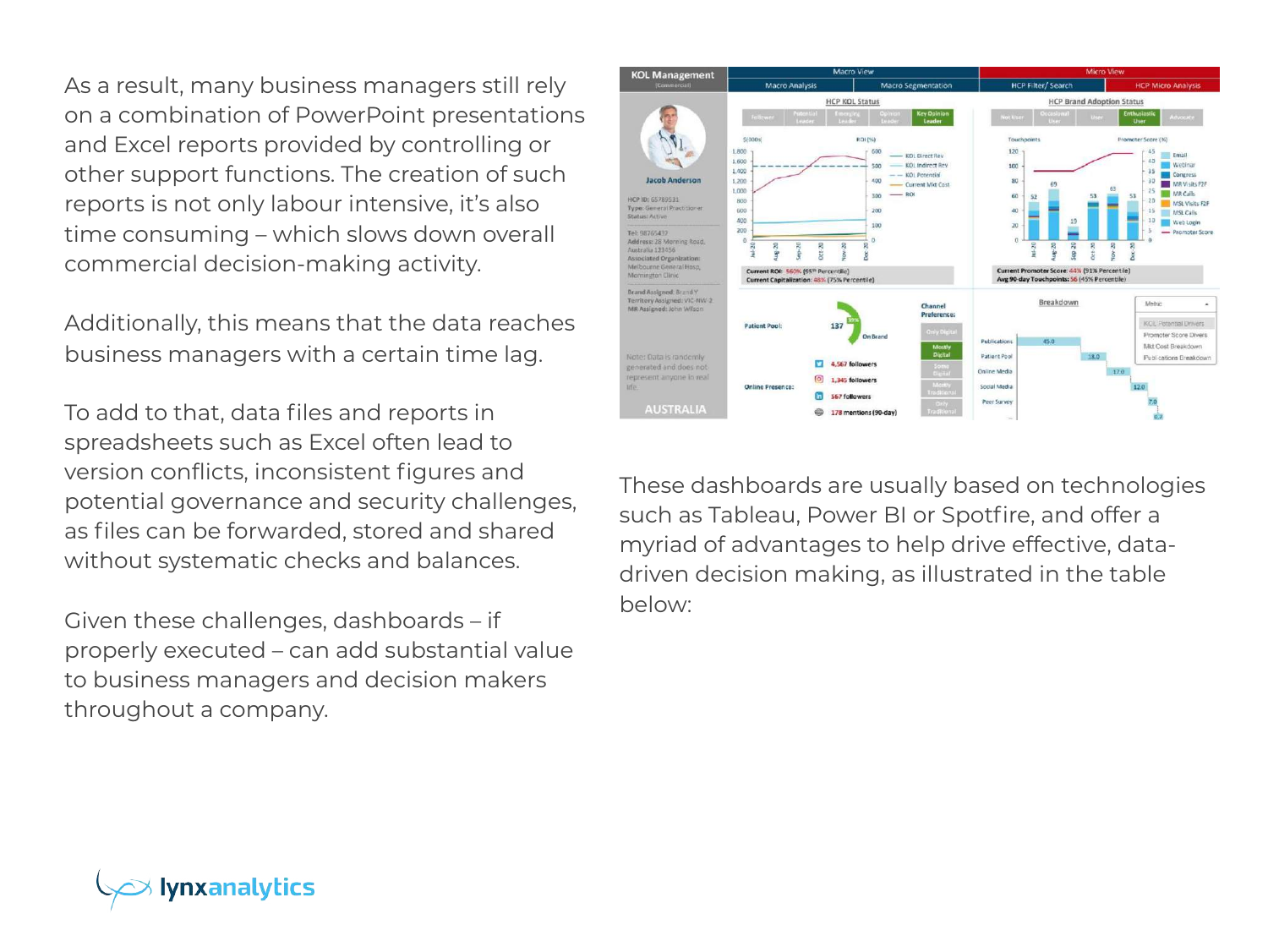As a result, many business managers still rely on a combination of PowerPoint presentations and Excel reports provided by controlling or other support functions. The creation of such reports is not only labour intensive, it's also time consuming – which slows down overall commercial decision-making activity.

Additionally, this means that the data reaches business managers with a certain time lag.

To add to that, data files and reports in spreadsheets such as Excel often lead to version conflicts, inconsistent figures and potential governance and security challenges, as files can be forwarded, stored and shared without systematic checks and balances.

Given these challenges, dashboards – if properly executed – can add substantial value to business managers and decision makers throughout a company.

These dashboards are usually based on technologies such as Tableau, Power BI or Spotfire, and offer a myriad of advantages to help drive effective, data-driven decision making, as illustrated in the table below: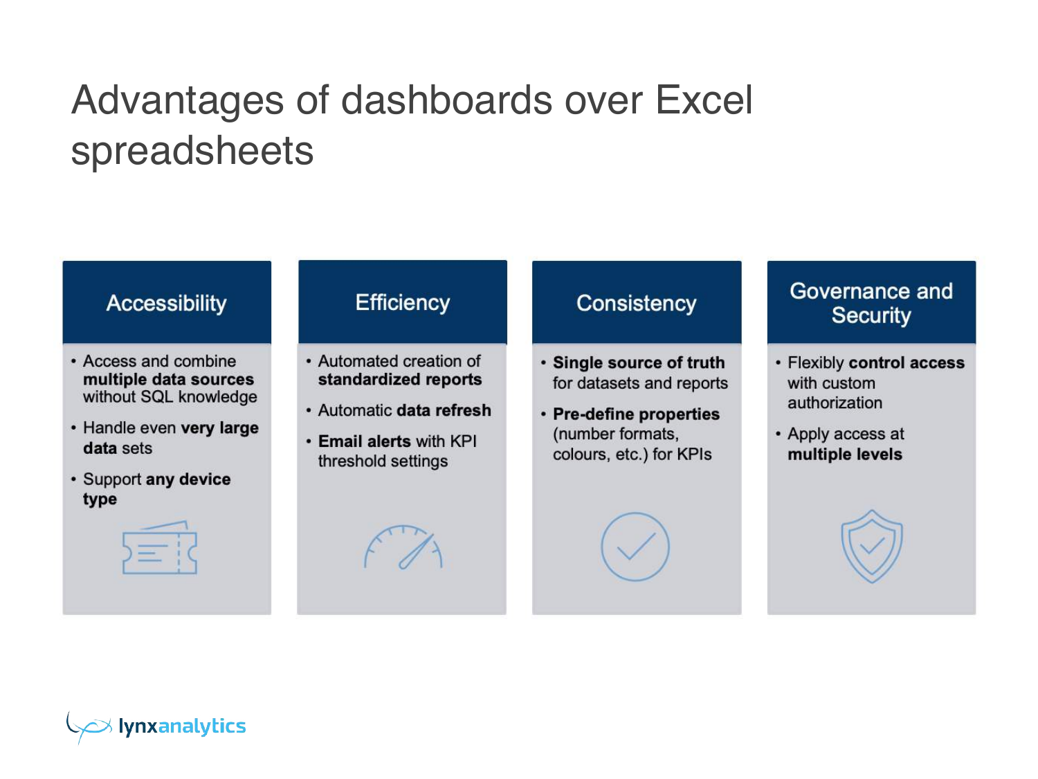# Advantages of dashboards over Excel spreadsheets

## Accessibility

- Access and combine **multiple data sources** without SQL knowledge
- Handle even **very large data** sets
- Support **any device type**

## Efficiency

- Automated creation of **standardized reports**
- Automatic **data refresh**
- **Email alerts** with KPI threshold settings

## Consistency

- **Single source of truth** for datasets and reports
- **Pre-define properties** (number formats, colours, etc.) for KPIs

## Governance and Security

- Flexibly **control access** with custom authorization
- Apply access at **multiple levels**

lynxanalytics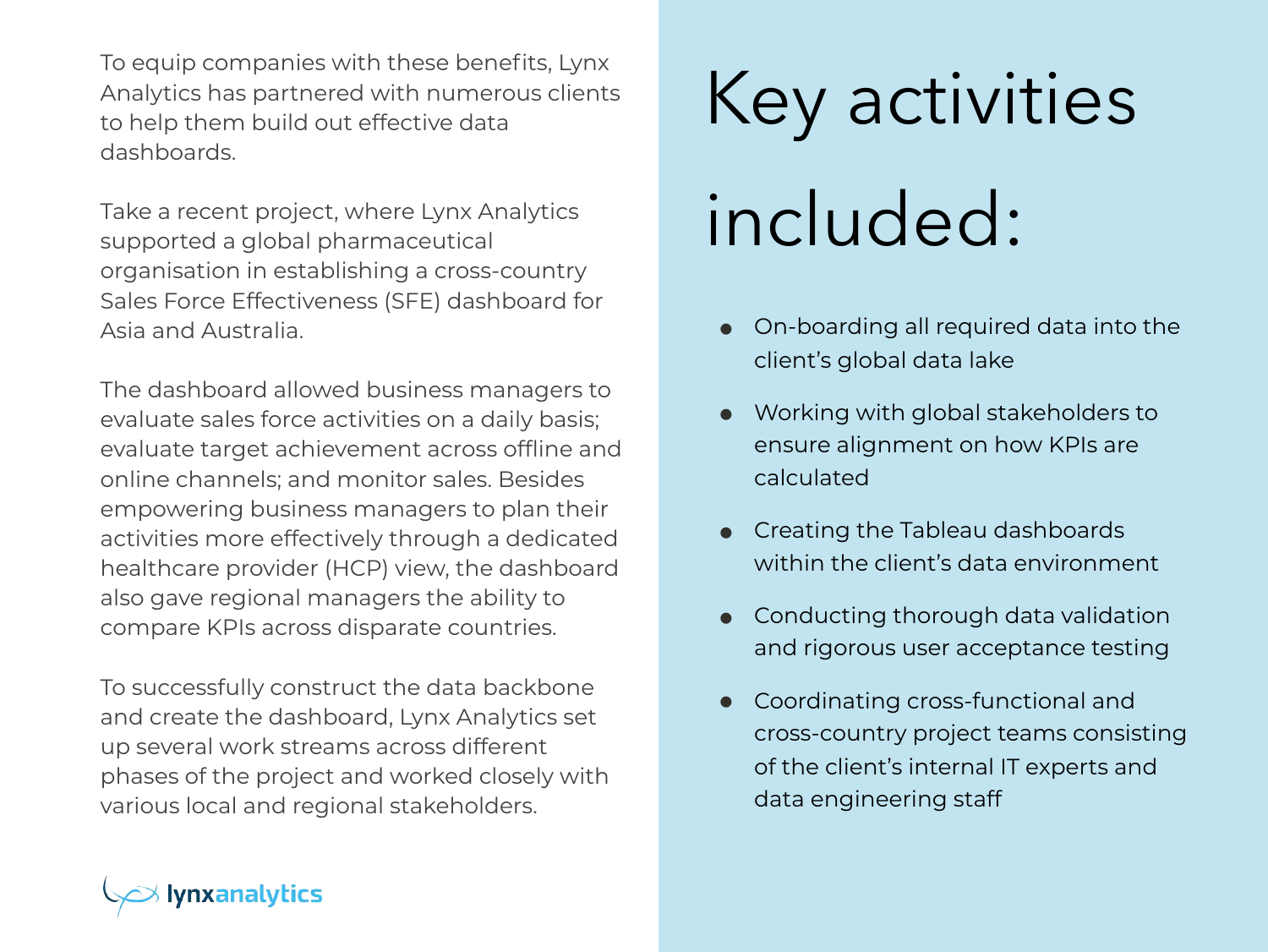To equip companies with these benefits, Lynx Analytics has partnered with numerous clients to help them build out effective data dashboards.

Take a recent project, where Lynx Analytics supported a global pharmaceutical organisation in establishing a cross-country Sales Force Effectiveness (SFE) dashboard for Asia and Australia.

The dashboard allowed business managers to evaluate sales force activities on a daily basis; evaluate target achievement across offline and online channels; and monitor sales. Besides empowering business managers to plan their activities more effectively through a dedicated healthcare provider (HCP) view, the dashboard also gave regional managers the ability to compare KPIs across disparate countries.

To successfully construct the data backbone and create the dashboard, Lynx Analytics set up several work streams across different phases of the project and worked closely with various local and regional stakeholders.

# Key activities included:

- On-boarding all required data into the client's global data lake
- Working with global stakeholders to ensure alignment on how KPIs are calculated
- Creating the Tableau dashboards within the client's data environment
- Conducting thorough data validation and rigorous user acceptance testing
- Coordinating cross-functional and cross-country project teams consisting of the client's internal IT experts and data engineering staff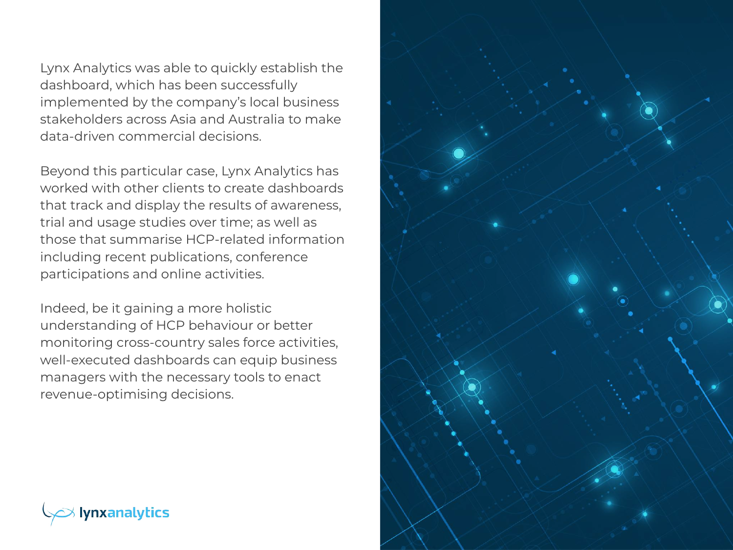Lynx Analytics was able to quickly establish the dashboard, which has been successfully implemented by the company's local business stakeholders across Asia and Australia to make data-driven commercial decisions.

Beyond this particular case, Lynx Analytics has worked with other clients to create dashboards that track and display the results of awareness, trial and usage studies over time; as well as those that summarise HCP-related information including recent publications, conference participations and online activities.

Indeed, be it gaining a more holistic understanding of HCP behaviour or better monitoring cross-country sales force activities, well-executed dashboards can equip business managers with the necessary tools to enact revenue-optimising decisions.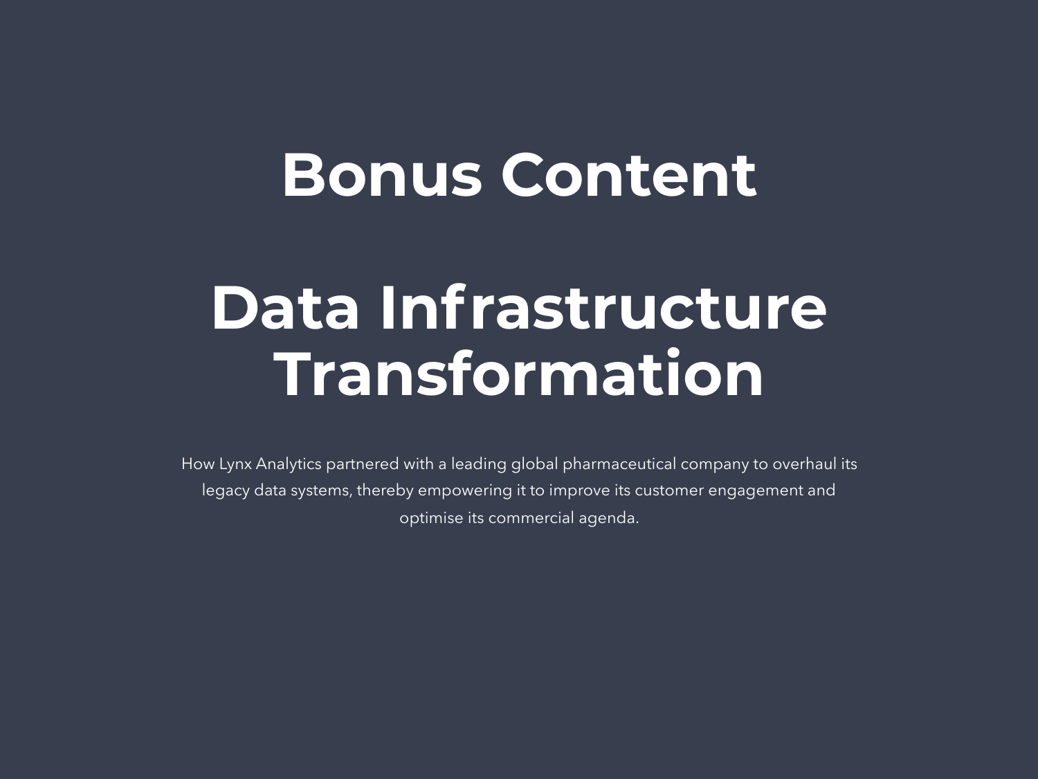# Bonus Content

# Data Infrastructure Transformation

How Lynx Analytics partnered with a leading global pharmaceutical company to overhaul its legacy data systems, thereby empowering it to improve its customer engagement and optimise its commercial agenda.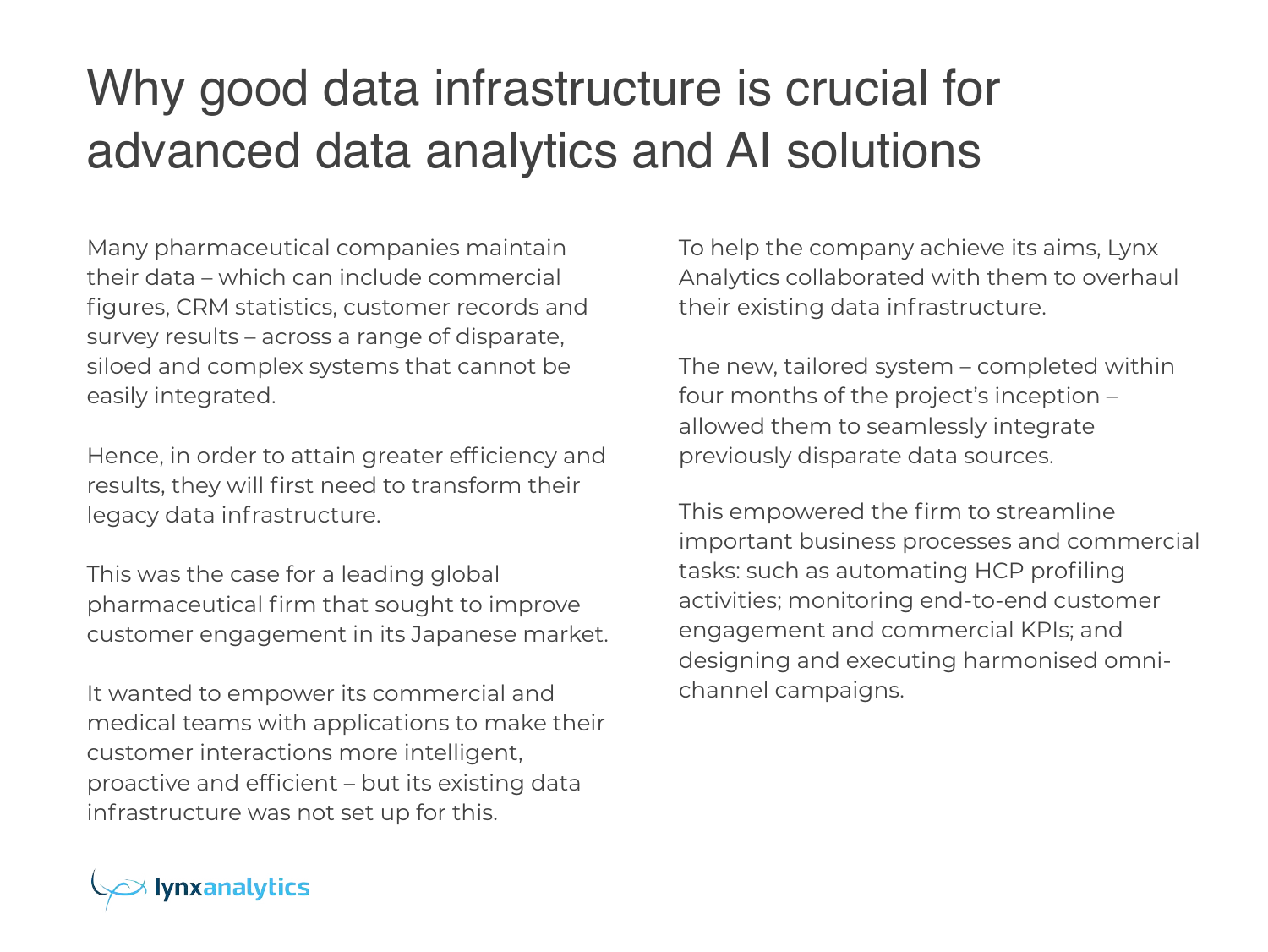# Why good data infrastructure is crucial for advanced data analytics and AI solutions

Many pharmaceutical companies maintain their data – which can include commercial figures, CRM statistics, customer records and survey results – across a range of disparate, siloed and complex systems that cannot be easily integrated.

Hence, in order to attain greater efficiency and results, they will first need to transform their legacy data infrastructure.

This was the case for a leading global pharmaceutical firm that sought to improve customer engagement in its Japanese market.

It wanted to empower its commercial and medical teams with applications to make their customer interactions more intelligent, proactive and efficient – but its existing data infrastructure was not set up for this.

To help the company achieve its aims, Lynx Analytics collaborated with them to overhaul their existing data infrastructure.

The new, tailored system – completed within four months of the project's inception – allowed them to seamlessly integrate previously disparate data sources.

This empowered the firm to streamline important business processes and commercial tasks: such as automating HCP profiling activities; monitoring end-to-end customer engagement and commercial KPIs; and designing and executing harmonised omni-channel campaigns.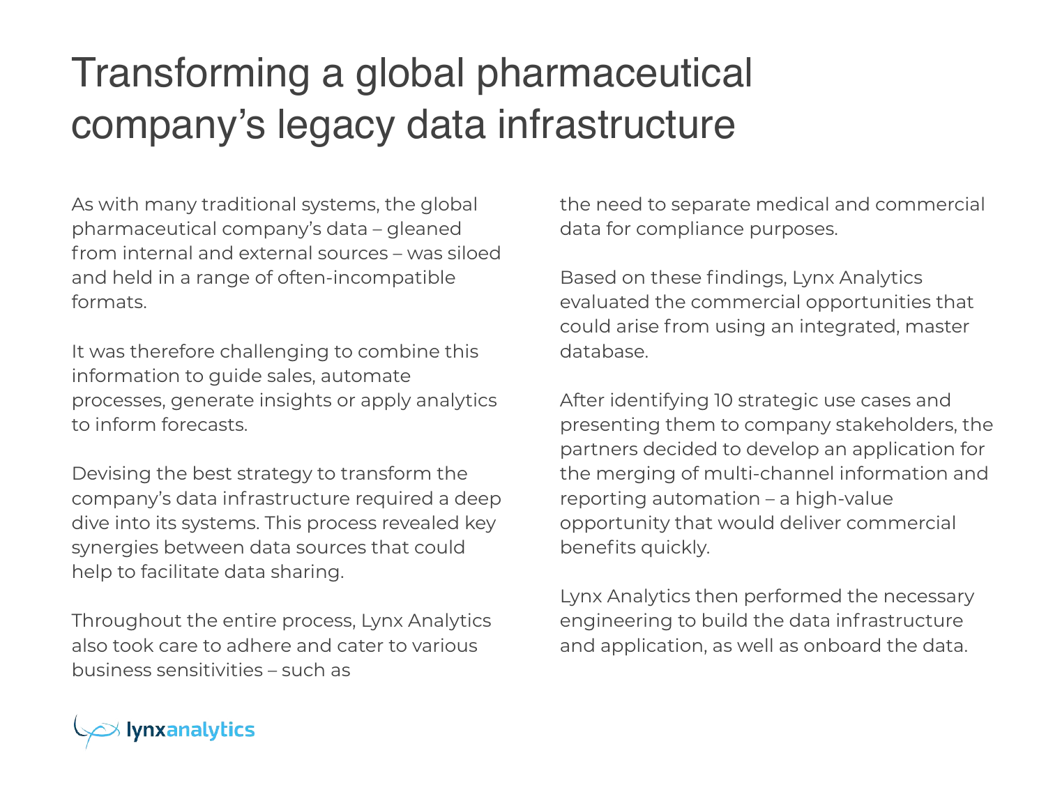# Transforming a global pharmaceutical company's legacy data infrastructure

As with many traditional systems, the global pharmaceutical company's data – gleaned from internal and external sources – was siloed and held in a range of often-incompatible formats.

It was therefore challenging to combine this information to guide sales, automate processes, generate insights or apply analytics to inform forecasts.

Devising the best strategy to transform the company's data infrastructure required a deep dive into its systems. This process revealed key synergies between data sources that could help to facilitate data sharing.

Throughout the entire process, Lynx Analytics also took care to adhere and cater to various business sensitivities – such as the need to separate medical and commercial data for compliance purposes.

Based on these findings, Lynx Analytics evaluated the commercial opportunities that could arise from using an integrated, master database.

After identifying 10 strategic use cases and presenting them to company stakeholders, the partners decided to develop an application for the merging of multi-channel information and reporting automation – a high-value opportunity that would deliver commercial benefits quickly.

Lynx Analytics then performed the necessary engineering to build the data infrastructure and application, as well as onboard the data.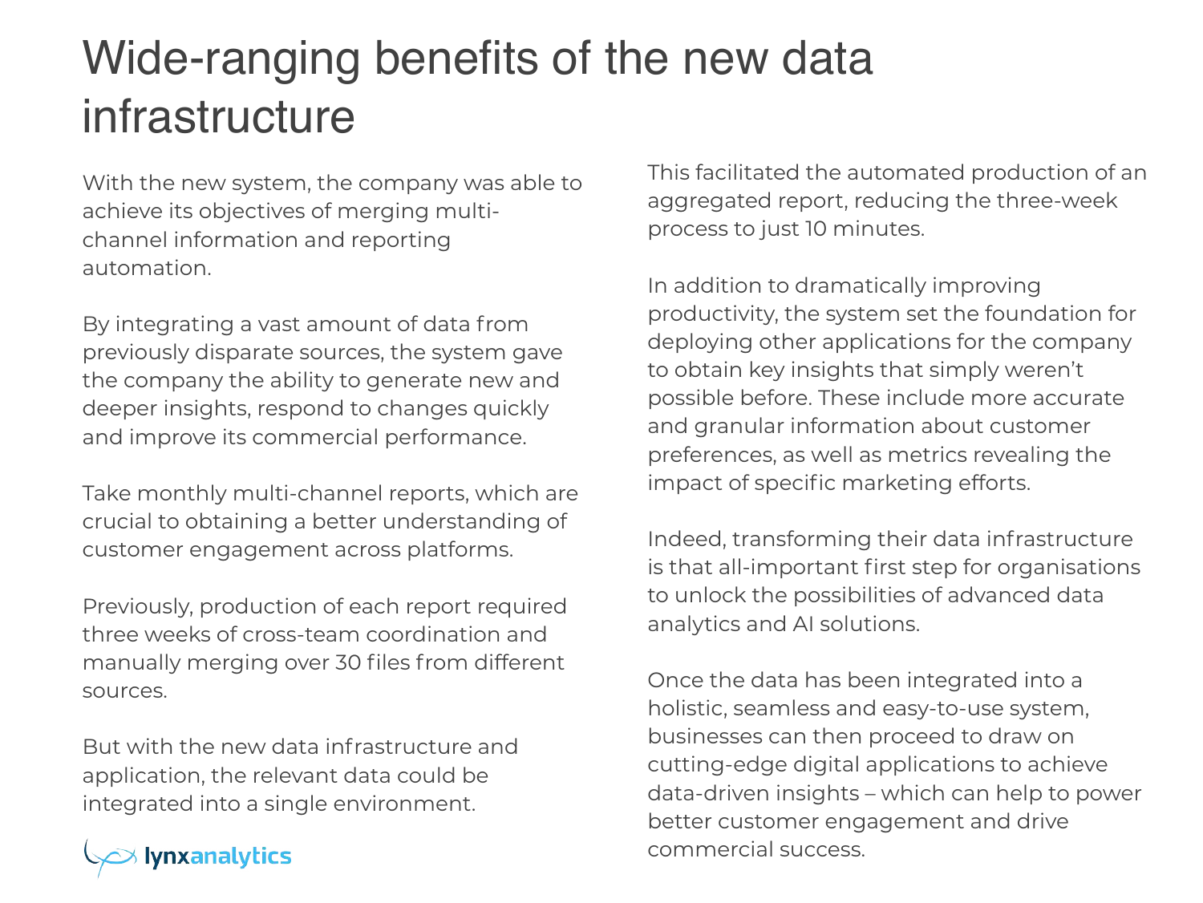# Wide-ranging benefits of the new data infrastructure

With the new system, the company was able to achieve its objectives of merging multi-channel information and reporting automation.

By integrating a vast amount of data from previously disparate sources, the system gave the company the ability to generate new and deeper insights, respond to changes quickly and improve its commercial performance.

Take monthly multi-channel reports, which are crucial to obtaining a better understanding of customer engagement across platforms.

Previously, production of each report required three weeks of cross-team coordination and manually merging over 30 files from different sources.

But with the new data infrastructure and application, the relevant data could be integrated into a single environment.

This facilitated the automated production of an aggregated report, reducing the three-week process to just 10 minutes.

In addition to dramatically improving productivity, the system set the foundation for deploying other applications for the company to obtain key insights that simply weren't possible before. These include more accurate and granular information about customer preferences, as well as metrics revealing the impact of specific marketing efforts.

Indeed, transforming their data infrastructure is that all-important first step for organisations to unlock the possibilities of advanced data analytics and AI solutions.

Once the data has been integrated into a holistic, seamless and easy-to-use system, businesses can then proceed to draw on cutting-edge digital applications to achieve data-driven insights – which can help to power better customer engagement and drive commercial success.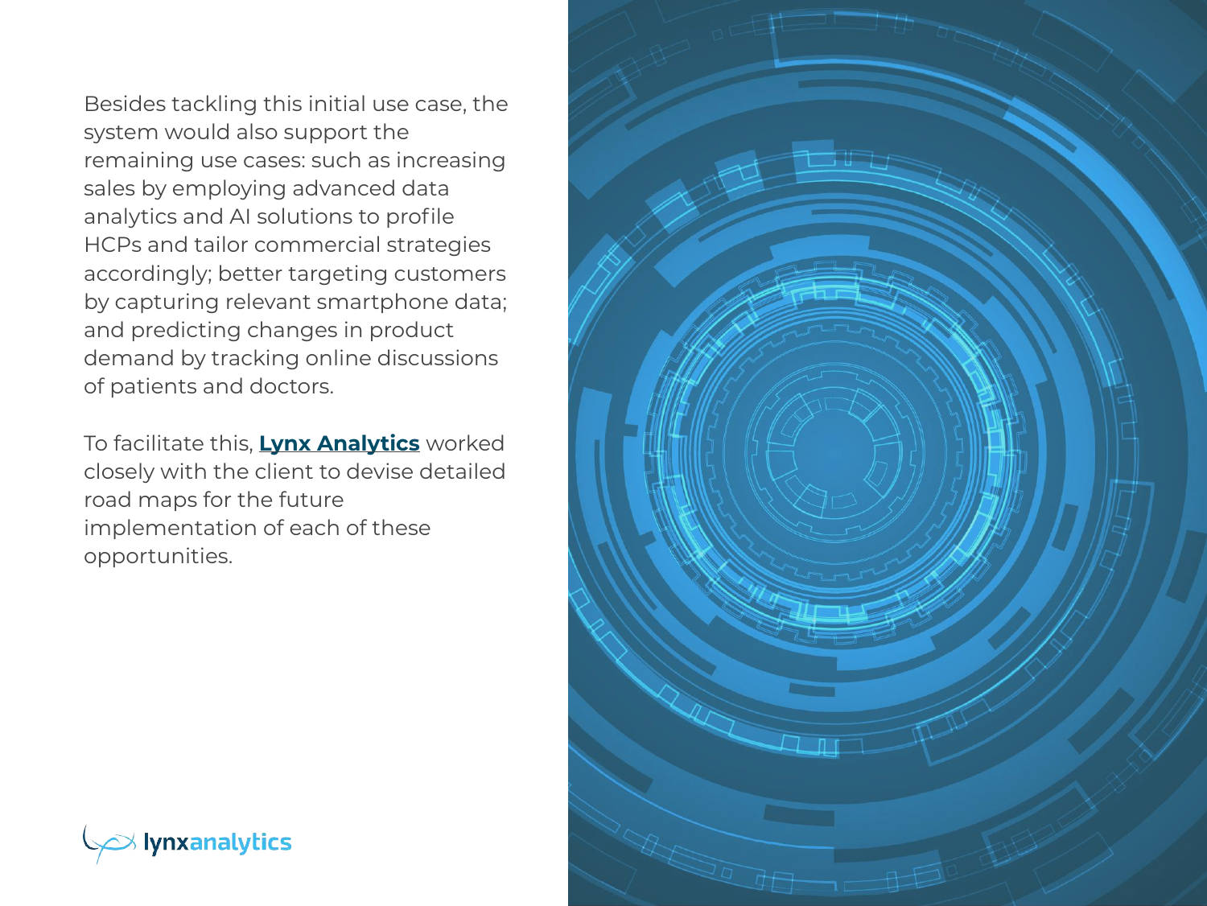Besides tackling this initial use case, the system would also support the remaining use cases: such as increasing sales by employing advanced data analytics and AI solutions to profile HCPs and tailor commercial strategies accordingly; better targeting customers by capturing relevant smartphone data; and predicting changes in product demand by tracking online discussions of patients and doctors.

To facilitate this, **Lynx Analytics** worked closely with the client to devise detailed road maps for the future implementation of each of these opportunities.